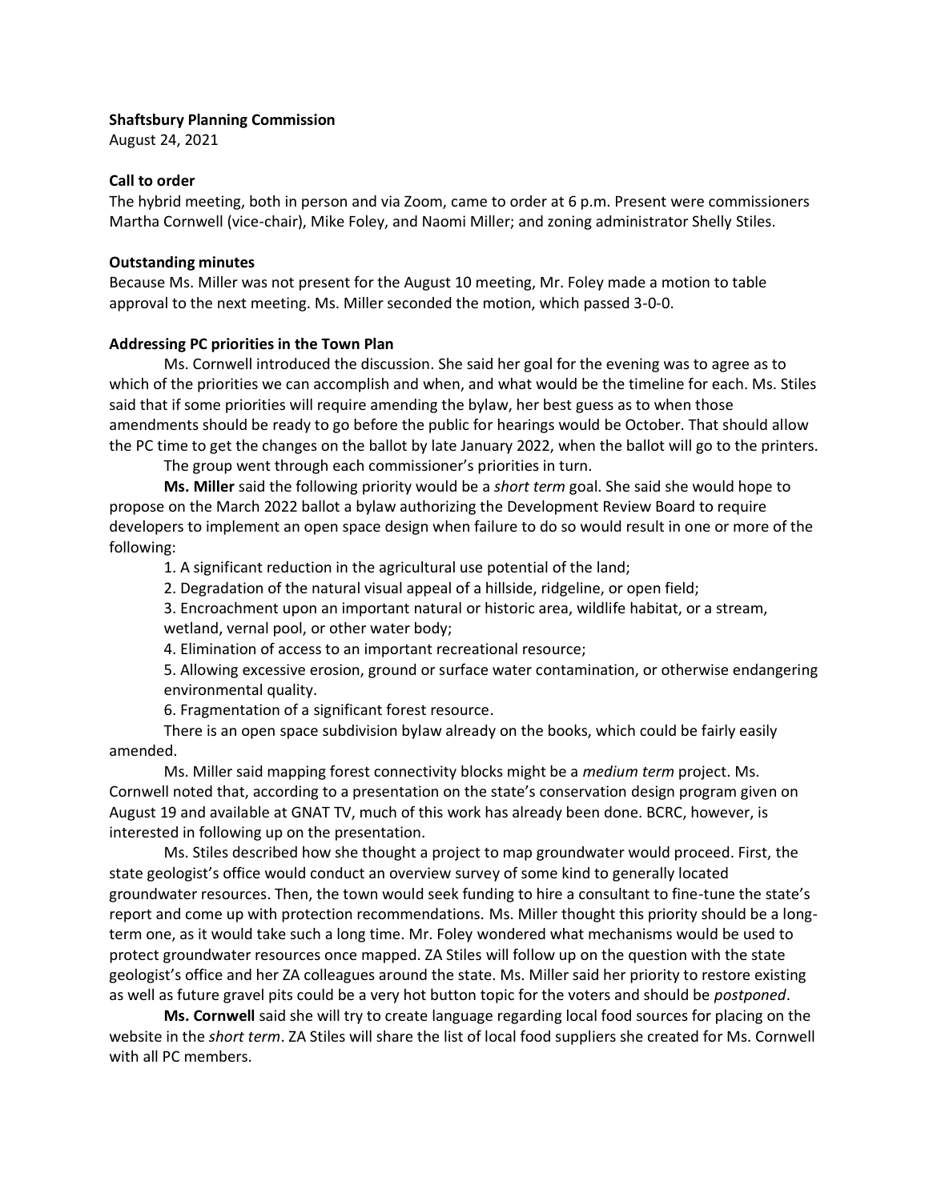**Shaftsbury Planning Commission**

August 24, 2021

**Call to order**

The hybrid meeting, both in person and via Zoom, came to order at 6 p.m. Present were commissioners Martha Cornwell (vice-chair), Mike Foley, and Naomi Miller; and zoning administrator Shelly Stiles.

**Outstanding minutes**

Because Ms. Miller was not present for the August 10 meeting, Mr. Foley made a motion to table approval to the next meeting. Ms. Miller seconded the motion, which passed 3-0-0.

**Addressing PC priorities in the Town Plan**

Ms. Cornwell introduced the discussion. She said her goal for the evening was to agree as to which of the priorities we can accomplish and when, and what would be the timeline for each. Ms. Stiles said that if some priorities will require amending the bylaw, her best guess as to when those amendments should be ready to go before the public for hearings would be October. That should allow the PC time to get the changes on the ballot by late January 2022, when the ballot will go to the printers.

The group went through each commissioner's priorities in turn.

**Ms. Miller** said the following priority would be a *short term* goal. She said she would hope to propose on the March 2022 ballot a bylaw authorizing the Development Review Board to require developers to implement an open space design when failure to do so would result in one or more of the following:

1. A significant reduction in the agricultural use potential of the land;
2. Degradation of the natural visual appeal of a hillside, ridgeline, or open field;
3. Encroachment upon an important natural or historic area, wildlife habitat, or a stream, wetland, vernal pool, or other water body;
4. Elimination of access to an important recreational resource;
5. Allowing excessive erosion, ground or surface water contamination, or otherwise endangering environmental quality.
6. Fragmentation of a significant forest resource.

There is an open space subdivision bylaw already on the books, which could be fairly easily amended.

Ms. Miller said mapping forest connectivity blocks might be a *medium term* project. Ms. Cornwell noted that, according to a presentation on the state's conservation design program given on August 19 and available at GNAT TV, much of this work has already been done. BCRC, however, is interested in following up on the presentation.

Ms. Stiles described how she thought a project to map groundwater would proceed. First, the state geologist's office would conduct an overview survey of some kind to generally located groundwater resources. Then, the town would seek funding to hire a consultant to fine-tune the state's report and come up with protection recommendations. Ms. Miller thought this priority should be a long-term one, as it would take such a long time. Mr. Foley wondered what mechanisms would be used to protect groundwater resources once mapped. ZA Stiles will follow up on the question with the state geologist's office and her ZA colleagues around the state. Ms. Miller said her priority to restore existing as well as future gravel pits could be a very hot button topic for the voters and should be *postponed*.

**Ms. Cornwell** said she will try to create language regarding local food sources for placing on the website in the *short term*. ZA Stiles will share the list of local food suppliers she created for Ms. Cornwell with all PC members.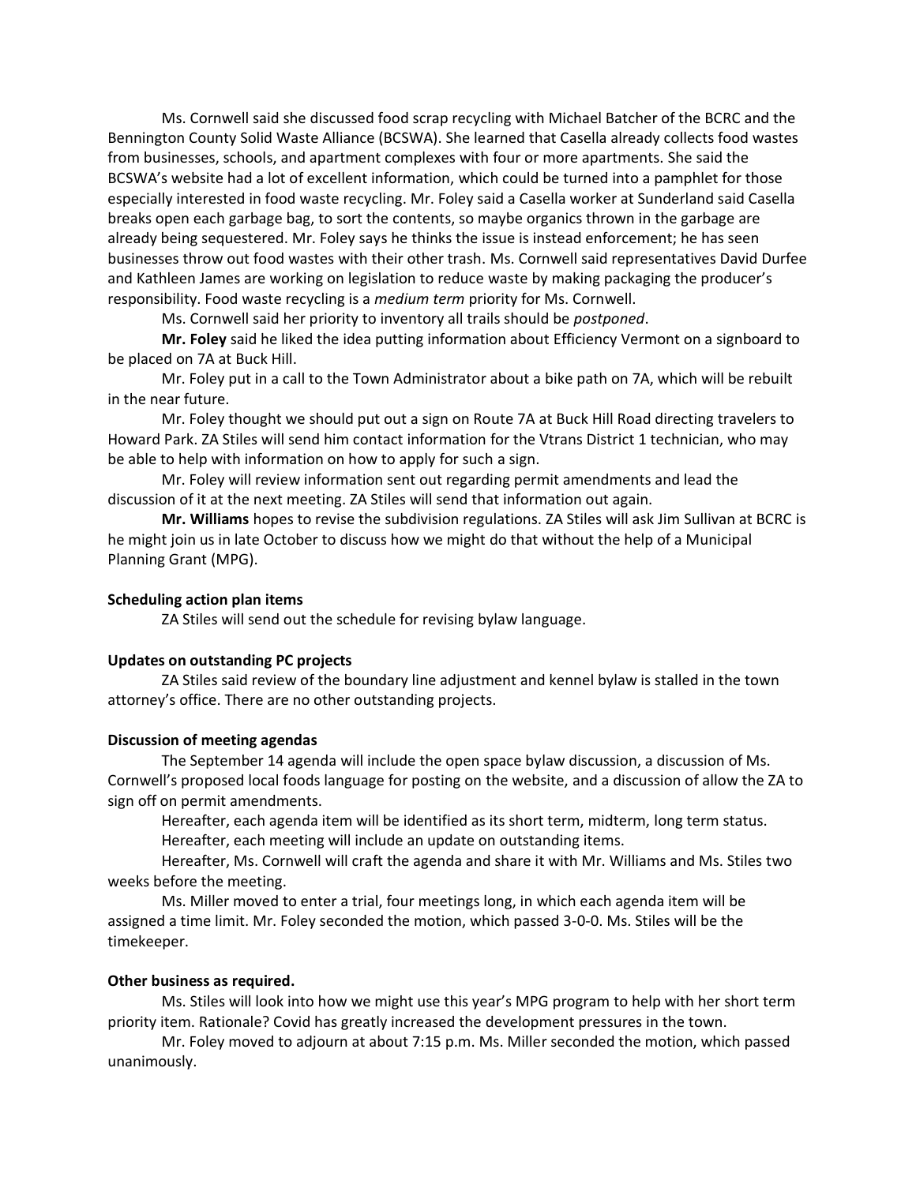Ms. Cornwell said she discussed food scrap recycling with Michael Batcher of the BCRC and the Bennington County Solid Waste Alliance (BCSWA). She learned that Casella already collects food wastes from businesses, schools, and apartment complexes with four or more apartments. She said the BCSWA's website had a lot of excellent information, which could be turned into a pamphlet for those especially interested in food waste recycling. Mr. Foley said a Casella worker at Sunderland said Casella breaks open each garbage bag, to sort the contents, so maybe organics thrown in the garbage are already being sequestered. Mr. Foley says he thinks the issue is instead enforcement; he has seen businesses throw out food wastes with their other trash. Ms. Cornwell said representatives David Durfee and Kathleen James are working on legislation to reduce waste by making packaging the producer's responsibility. Food waste recycling is a *medium term* priority for Ms. Cornwell.

Ms. Cornwell said her priority to inventory all trails should be *postponed*.

**Mr. Foley** said he liked the idea putting information about Efficiency Vermont on a signboard to be placed on 7A at Buck Hill.

Mr. Foley put in a call to the Town Administrator about a bike path on 7A, which will be rebuilt in the near future.

Mr. Foley thought we should put out a sign on Route 7A at Buck Hill Road directing travelers to Howard Park. ZA Stiles will send him contact information for the Vtrans District 1 technician, who may be able to help with information on how to apply for such a sign.

Mr. Foley will review information sent out regarding permit amendments and lead the discussion of it at the next meeting. ZA Stiles will send that information out again.

**Mr. Williams** hopes to revise the subdivision regulations. ZA Stiles will ask Jim Sullivan at BCRC is he might join us in late October to discuss how we might do that without the help of a Municipal Planning Grant (MPG).

**Scheduling action plan items**

ZA Stiles will send out the schedule for revising bylaw language.

**Updates on outstanding PC projects**

ZA Stiles said review of the boundary line adjustment and kennel bylaw is stalled in the town attorney's office. There are no other outstanding projects.

**Discussion of meeting agendas**

The September 14 agenda will include the open space bylaw discussion, a discussion of Ms. Cornwell's proposed local foods language for posting on the website, and a discussion of allow the ZA to sign off on permit amendments.

Hereafter, each agenda item will be identified as its short term, midterm, long term status.

Hereafter, each meeting will include an update on outstanding items.

Hereafter, Ms. Cornwell will craft the agenda and share it with Mr. Williams and Ms. Stiles two weeks before the meeting.

Ms. Miller moved to enter a trial, four meetings long, in which each agenda item will be assigned a time limit. Mr. Foley seconded the motion, which passed 3-0-0. Ms. Stiles will be the timekeeper.

**Other business as required.**

Ms. Stiles will look into how we might use this year's MPG program to help with her short term priority item. Rationale? Covid has greatly increased the development pressures in the town.

Mr. Foley moved to adjourn at about 7:15 p.m. Ms. Miller seconded the motion, which passed unanimously.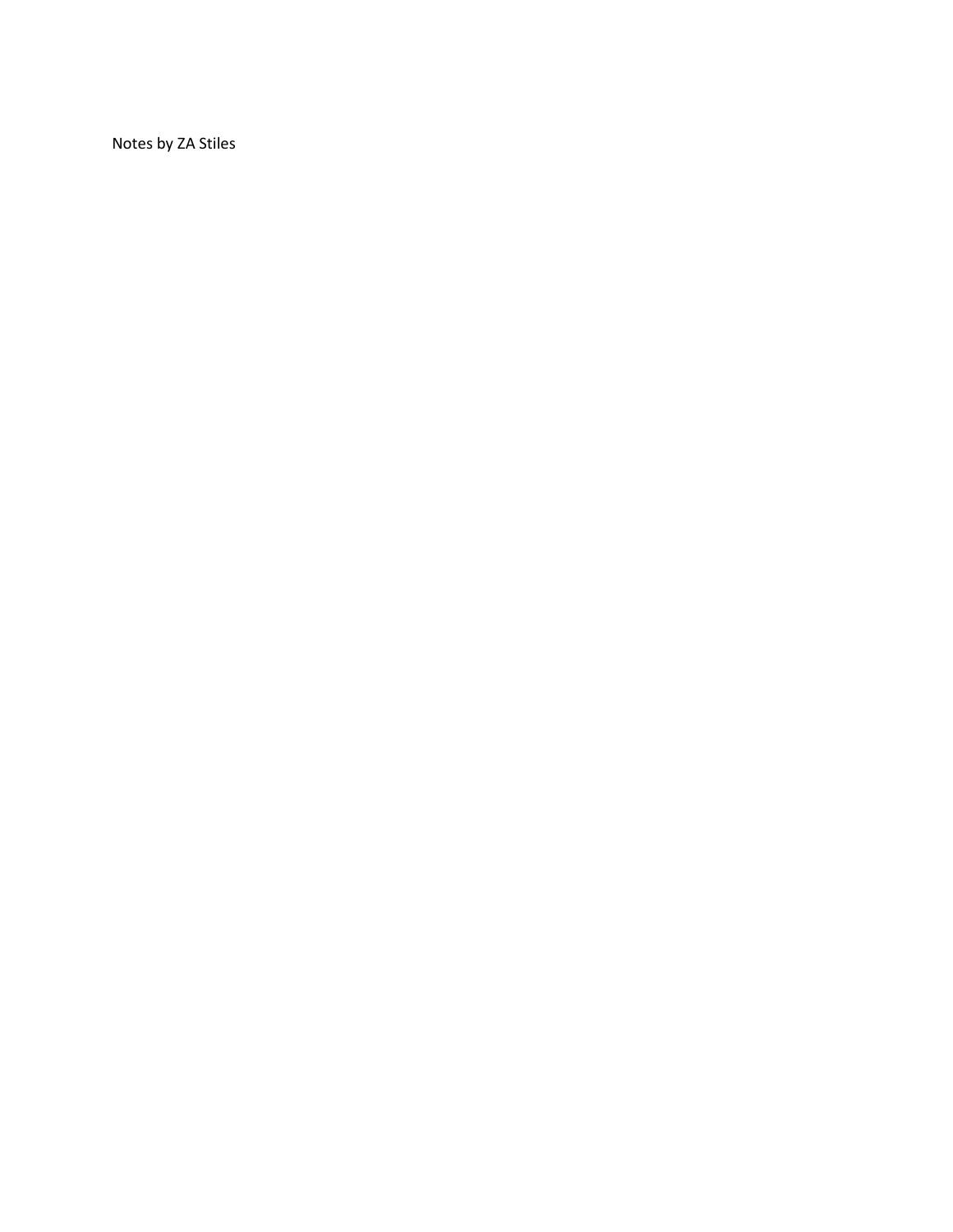Notes by ZA Stiles